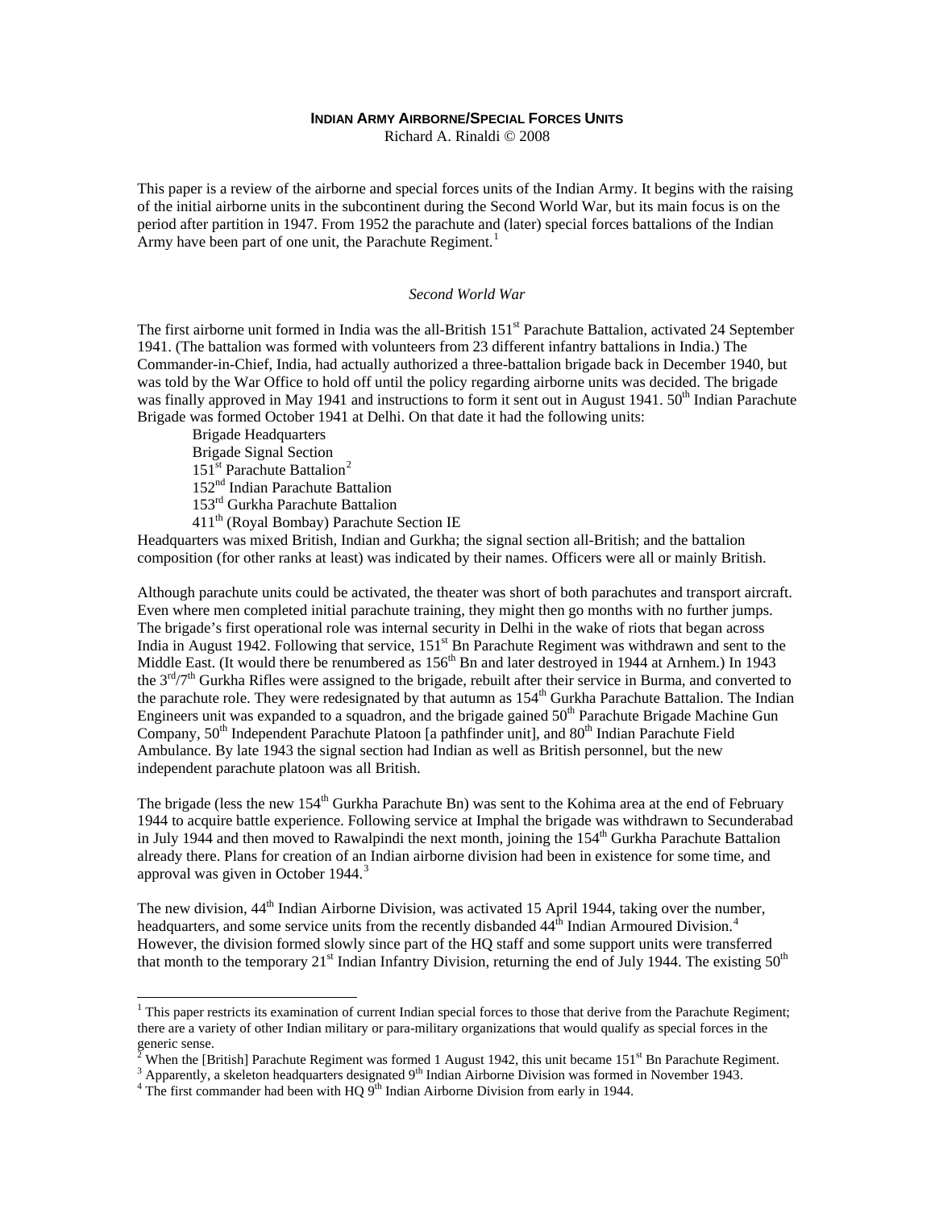# INDIAN ARMY AIRBORNE/SPECIAL FORCES UNITS

Richard A. Rinaldi © 2008

This paper is a review of the airborne and special forces units of the Indian Army. It begins with the raising of the initial airborne units in the subcontinent during the Second World War, but its main focus is on the period after partition in 1947. From 1952 the parachute and (later) special forces battalions of the Indian Army have been part of one unit, the Parachute Regiment.[1]

## *Second World War*

The first airborne unit formed in India was the all-British 151st Parachute Battalion, activated 24 September 1941. (The battalion was formed with volunteers from 23 different infantry battalions in India.) The Commander-in-Chief, India, had actually authorized a three-battalion brigade back in December 1940, but was told by the War Office to hold off until the policy regarding airborne units was decided. The brigade was finally approved in May 1941 and instructions to form it sent out in August 1941. 50th Indian Parachute Brigade was formed October 1941 at Delhi. On that date it had the following units:

- Brigade Headquarters
- Brigade Signal Section
- 151st Parachute Battalion[2]
- 152nd Indian Parachute Battalion
- 153rd Gurkha Parachute Battalion
- 411th (Royal Bombay) Parachute Section IE

Headquarters was mixed British, Indian and Gurkha; the signal section all-British; and the battalion composition (for other ranks at least) was indicated by their names. Officers were all or mainly British.

Although parachute units could be activated, the theater was short of both parachutes and transport aircraft. Even where men completed initial parachute training, they might then go months with no further jumps. The brigade's first operational role was internal security in Delhi in the wake of riots that began across India in August 1942. Following that service, 151st Bn Parachute Regiment was withdrawn and sent to the Middle East. (It would there be renumbered as 156th Bn and later destroyed in 1944 at Arnhem.) In 1943 the 3rd/7th Gurkha Rifles were assigned to the brigade, rebuilt after their service in Burma, and converted to the parachute role. They were redesignated by that autumn as 154th Gurkha Parachute Battalion. The Indian Engineers unit was expanded to a squadron, and the brigade gained 50th Parachute Brigade Machine Gun Company, 50th Independent Parachute Platoon [a pathfinder unit], and 80th Indian Parachute Field Ambulance. By late 1943 the signal section had Indian as well as British personnel, but the new independent parachute platoon was all British.

The brigade (less the new 154th Gurkha Parachute Bn) was sent to the Kohima area at the end of February 1944 to acquire battle experience. Following service at Imphal the brigade was withdrawn to Secunderabad in July 1944 and then moved to Rawalpindi the next month, joining the 154th Gurkha Parachute Battalion already there. Plans for creation of an Indian airborne division had been in existence for some time, and approval was given in October 1944.[3]

The new division, 44th Indian Airborne Division, was activated 15 April 1944, taking over the number, headquarters, and some service units from the recently disbanded 44th Indian Armoured Division.[4] However, the division formed slowly since part of the HQ staff and some support units were transferred that month to the temporary 21st Indian Infantry Division, returning the end of July 1944. The existing 50th

---

[1] This paper restricts its examination of current Indian special forces to those that derive from the Parachute Regiment; there are a variety of other Indian military or para-military organizations that would qualify as special forces in the generic sense.

[2] When the [British] Parachute Regiment was formed 1 August 1942, this unit became 151st Bn Parachute Regiment.

[3] Apparently, a skeleton headquarters designated 9th Indian Airborne Division was formed in November 1943.

[4] The first commander had been with HQ 9th Indian Airborne Division from early in 1944.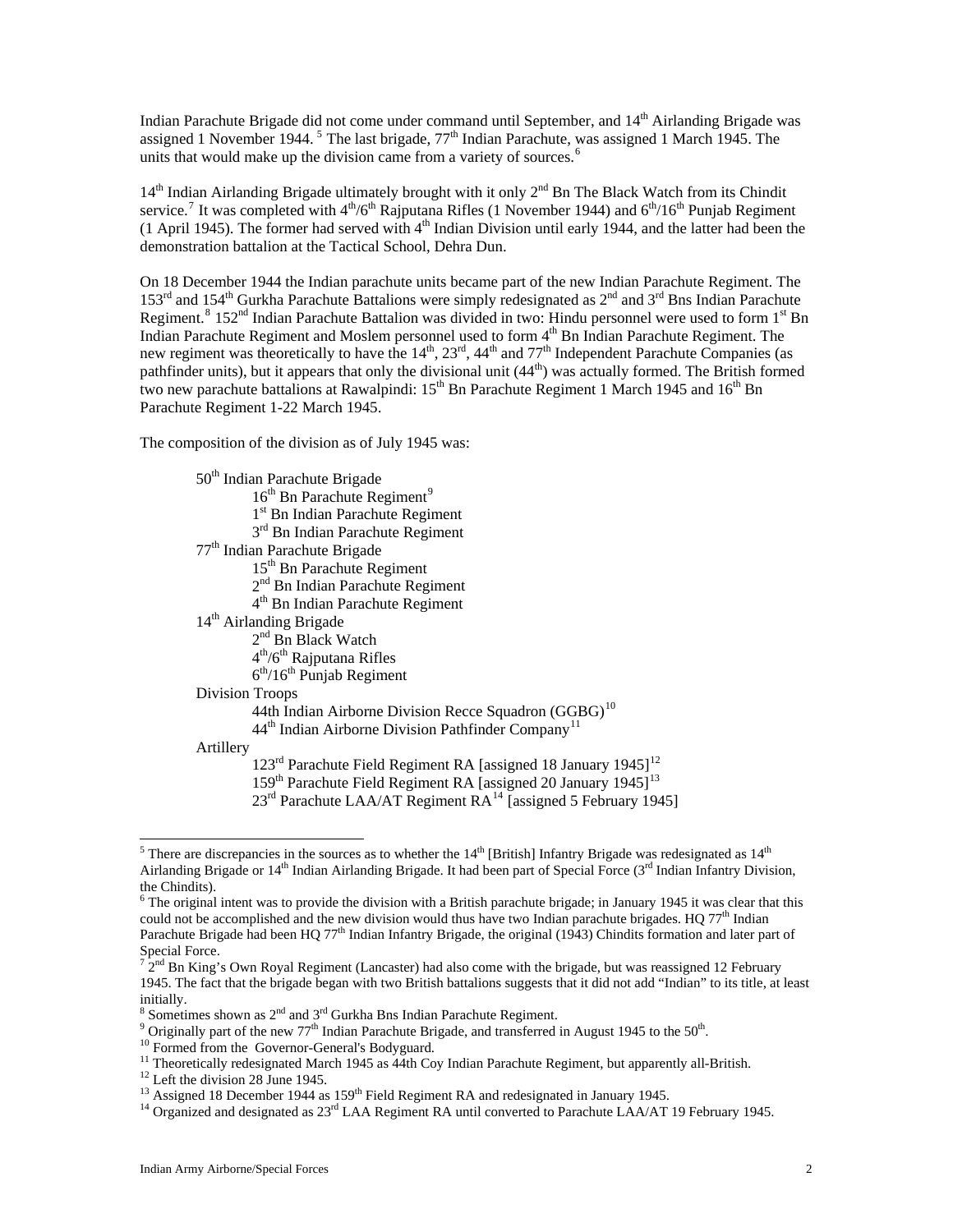Indian Parachute Brigade did not come under command until September, and 14th Airlanding Brigade was assigned 1 November 1944.[5] The last brigade, 77th Indian Parachute, was assigned 1 March 1945. The units that would make up the division came from a variety of sources.[6]

14th Indian Airlanding Brigade ultimately brought with it only 2nd Bn The Black Watch from its Chindit service.[7] It was completed with 4th/6th Rajputana Rifles (1 November 1944) and 6th/16th Punjab Regiment (1 April 1945). The former had served with 4th Indian Division until early 1944, and the latter had been the demonstration battalion at the Tactical School, Dehra Dun.

On 18 December 1944 the Indian parachute units became part of the new Indian Parachute Regiment. The 153rd and 154th Gurkha Parachute Battalions were simply redesignated as 2nd and 3rd Bns Indian Parachute Regiment.[8] 152nd Indian Parachute Battalion was divided in two: Hindu personnel were used to form 1st Bn Indian Parachute Regiment and Moslem personnel used to form 4th Bn Indian Parachute Regiment. The new regiment was theoretically to have the 14th, 23rd, 44th and 77th Independent Parachute Companies (as pathfinder units), but it appears that only the divisional unit (44th) was actually formed. The British formed two new parachute battalions at Rawalpindi: 15th Bn Parachute Regiment 1 March 1945 and 16th Bn Parachute Regiment 1-22 March 1945.

The composition of the division as of July 1945 was:

- 50th Indian Parachute Brigade
  - 16th Bn Parachute Regiment[9]
  - 1st Bn Indian Parachute Regiment
  - 3rd Bn Indian Parachute Regiment
- 77th Indian Parachute Brigade
  - 15th Bn Parachute Regiment
  - 2nd Bn Indian Parachute Regiment
  - 4th Bn Indian Parachute Regiment
- 14th Airlanding Brigade
  - 2nd Bn Black Watch
  - 4th/6th Rajputana Rifles
  - 6th/16th Punjab Regiment
- Division Troops
  - 44th Indian Airborne Division Recce Squadron (GGBG)[10]
  - 44th Indian Airborne Division Pathfinder Company[11]
- Artillery
  - 123rd Parachute Field Regiment RA [assigned 18 January 1945][12]
  - 159th Parachute Field Regiment RA [assigned 20 January 1945][13]
  - 23rd Parachute LAA/AT Regiment RA[14] [assigned 5 February 1945]

---

[5] There are discrepancies in the sources as to whether the 14th [British] Infantry Brigade was redesignated as 14th Airlanding Brigade or 14th Indian Airlanding Brigade. It had been part of Special Force (3rd Indian Infantry Division, the Chindits).

[6] The original intent was to provide the division with a British parachute brigade; in January 1945 it was clear that this could not be accomplished and the new division would thus have two Indian parachute brigades. HQ 77th Indian Parachute Brigade had been HQ 77th Indian Infantry Brigade, the original (1943) Chindits formation and later part of Special Force.

[7] 2nd Bn King's Own Royal Regiment (Lancaster) had also come with the brigade, but was reassigned 12 February 1945. The fact that the brigade began with two British battalions suggests that it did not add "Indian" to its title, at least initially.

[8] Sometimes shown as 2nd and 3rd Gurkha Bns Indian Parachute Regiment.

[9] Originally part of the new 77th Indian Parachute Brigade, and transferred in August 1945 to the 50th.

[10] Formed from the Governor-General's Bodyguard.

[11] Theoretically redesignated March 1945 as 44th Coy Indian Parachute Regiment, but apparently all-British.

[12] Left the division 28 June 1945.

[13] Assigned 18 December 1944 as 159th Field Regiment RA and redesignated in January 1945.

[14] Organized and designated as 23rd LAA Regiment RA until converted to Parachute LAA/AT 19 February 1945.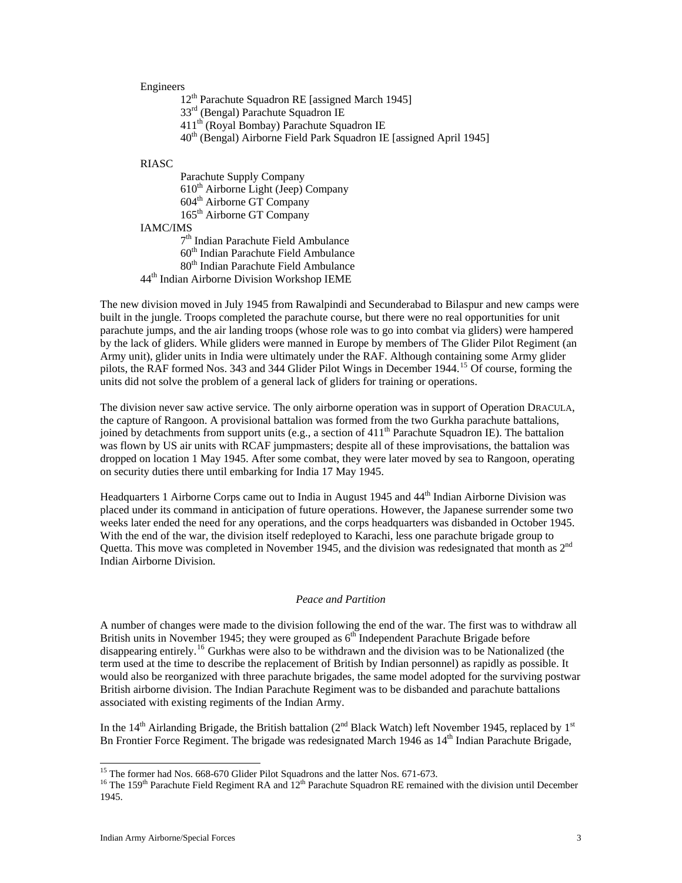Engineers

- 12th Parachute Squadron RE [assigned March 1945]
- 33rd (Bengal) Parachute Squadron IE
- 411th (Royal Bombay) Parachute Squadron IE
- 40th (Bengal) Airborne Field Park Squadron IE [assigned April 1945]

RIASC

- Parachute Supply Company
- 610th Airborne Light (Jeep) Company
- 604th Airborne GT Company
- 165th Airborne GT Company

IAMC/IMS

- 7th Indian Parachute Field Ambulance
- 60th Indian Parachute Field Ambulance
- 80th Indian Parachute Field Ambulance

44th Indian Airborne Division Workshop IEME

The new division moved in July 1945 from Rawalpindi and Secunderabad to Bilaspur and new camps were built in the jungle. Troops completed the parachute course, but there were no real opportunities for unit parachute jumps, and the air landing troops (whose role was to go into combat via gliders) were hampered by the lack of gliders. While gliders were manned in Europe by members of The Glider Pilot Regiment (an Army unit), glider units in India were ultimately under the RAF. Although containing some Army glider pilots, the RAF formed Nos. 343 and 344 Glider Pilot Wings in December 1944.[15] Of course, forming the units did not solve the problem of a general lack of gliders for training or operations.

The division never saw active service. The only airborne operation was in support of Operation DRACULA, the capture of Rangoon. A provisional battalion was formed from the two Gurkha parachute battalions, joined by detachments from support units (e.g., a section of 411th Parachute Squadron IE). The battalion was flown by US air units with RCAF jumpmasters; despite all of these improvisations, the battalion was dropped on location 1 May 1945. After some combat, they were later moved by sea to Rangoon, operating on security duties there until embarking for India 17 May 1945.

Headquarters 1 Airborne Corps came out to India in August 1945 and 44th Indian Airborne Division was placed under its command in anticipation of future operations. However, the Japanese surrender some two weeks later ended the need for any operations, and the corps headquarters was disbanded in October 1945. With the end of the war, the division itself redeployed to Karachi, less one parachute brigade group to Quetta. This move was completed in November 1945, and the division was redesignated that month as 2nd Indian Airborne Division.

### *Peace and Partition*

A number of changes were made to the division following the end of the war. The first was to withdraw all British units in November 1945; they were grouped as 6th Independent Parachute Brigade before disappearing entirely.[16] Gurkhas were also to be withdrawn and the division was to be Nationalized (the term used at the time to describe the replacement of British by Indian personnel) as rapidly as possible. It would also be reorganized with three parachute brigades, the same model adopted for the surviving postwar British airborne division. The Indian Parachute Regiment was to be disbanded and parachute battalions associated with existing regiments of the Indian Army.

In the 14th Airlanding Brigade, the British battalion (2nd Black Watch) left November 1945, replaced by 1st Bn Frontier Force Regiment. The brigade was redesignated March 1946 as 14th Indian Parachute Brigade,

---

[15] The former had Nos. 668-670 Glider Pilot Squadrons and the latter Nos. 671-673.

[16] The 159th Parachute Field Regiment RA and 12th Parachute Squadron RE remained with the division until December 1945.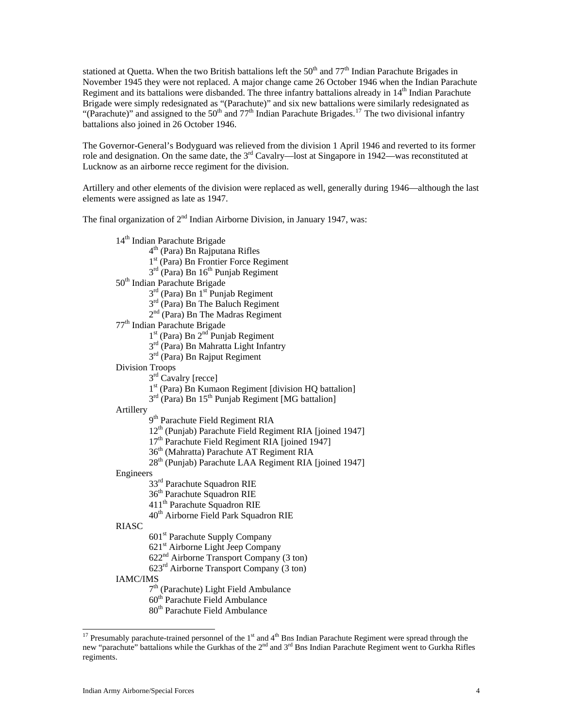stationed at Quetta. When the two British battalions left the 50th and 77th Indian Parachute Brigades in November 1945 they were not replaced. A major change came 26 October 1946 when the Indian Parachute Regiment and its battalions were disbanded. The three infantry battalions already in 14th Indian Parachute Brigade were simply redesignated as "(Parachute)" and six new battalions were similarly redesignated as "(Parachute)" and assigned to the 50th and 77th Indian Parachute Brigades.[17] The two divisional infantry battalions also joined in 26 October 1946.

The Governor-General's Bodyguard was relieved from the division 1 April 1946 and reverted to its former role and designation. On the same date, the 3rd Cavalry—lost at Singapore in 1942—was reconstituted at Lucknow as an airborne recce regiment for the division.

Artillery and other elements of the division were replaced as well, generally during 1946—although the last elements were assigned as late as 1947.

The final organization of 2nd Indian Airborne Division, in January 1947, was:

- 14th Indian Parachute Brigade
  - 4th (Para) Bn Rajputana Rifles
  - 1st (Para) Bn Frontier Force Regiment
  - 3rd (Para) Bn 16th Punjab Regiment
- 50th Indian Parachute Brigade
  - 3rd (Para) Bn 1st Punjab Regiment
  - 3rd (Para) Bn The Baluch Regiment
  - 2nd (Para) Bn The Madras Regiment
- 77th Indian Parachute Brigade
  - 1st (Para) Bn 2nd Punjab Regiment
  - 3rd (Para) Bn Mahratta Light Infantry
  - 3rd (Para) Bn Rajput Regiment
- Division Troops
  - 3rd Cavalry [recce]
  - 1st (Para) Bn Kumaon Regiment [division HQ battalion]
  - 3rd (Para) Bn 15th Punjab Regiment [MG battalion]
- Artillery
  - 9th Parachute Field Regiment RIA
  - 12th (Punjab) Parachute Field Regiment RIA [joined 1947]
  - 17th Parachute Field Regiment RIA [joined 1947]
  - 36th (Mahratta) Parachute AT Regiment RIA
  - 28th (Punjab) Parachute LAA Regiment RIA [joined 1947]
- Engineers
  - 33rd Parachute Squadron RIE
  - 36th Parachute Squadron RIE
  - 411th Parachute Squadron RIE
  - 40th Airborne Field Park Squadron RIE
- RIASC
  - 601st Parachute Supply Company
  - 621st Airborne Light Jeep Company
  - 622nd Airborne Transport Company (3 ton)
  - 623rd Airborne Transport Company (3 ton)
- IAMC/IMS
  - 7th (Parachute) Light Field Ambulance
  - 60th Parachute Field Ambulance
  - 80th Parachute Field Ambulance

---

[17] Presumably parachute-trained personnel of the 1st and 4th Bns Indian Parachute Regiment were spread through the new "parachute" battalions while the Gurkhas of the 2nd and 3rd Bns Indian Parachute Regiment went to Gurkha Rifles regiments.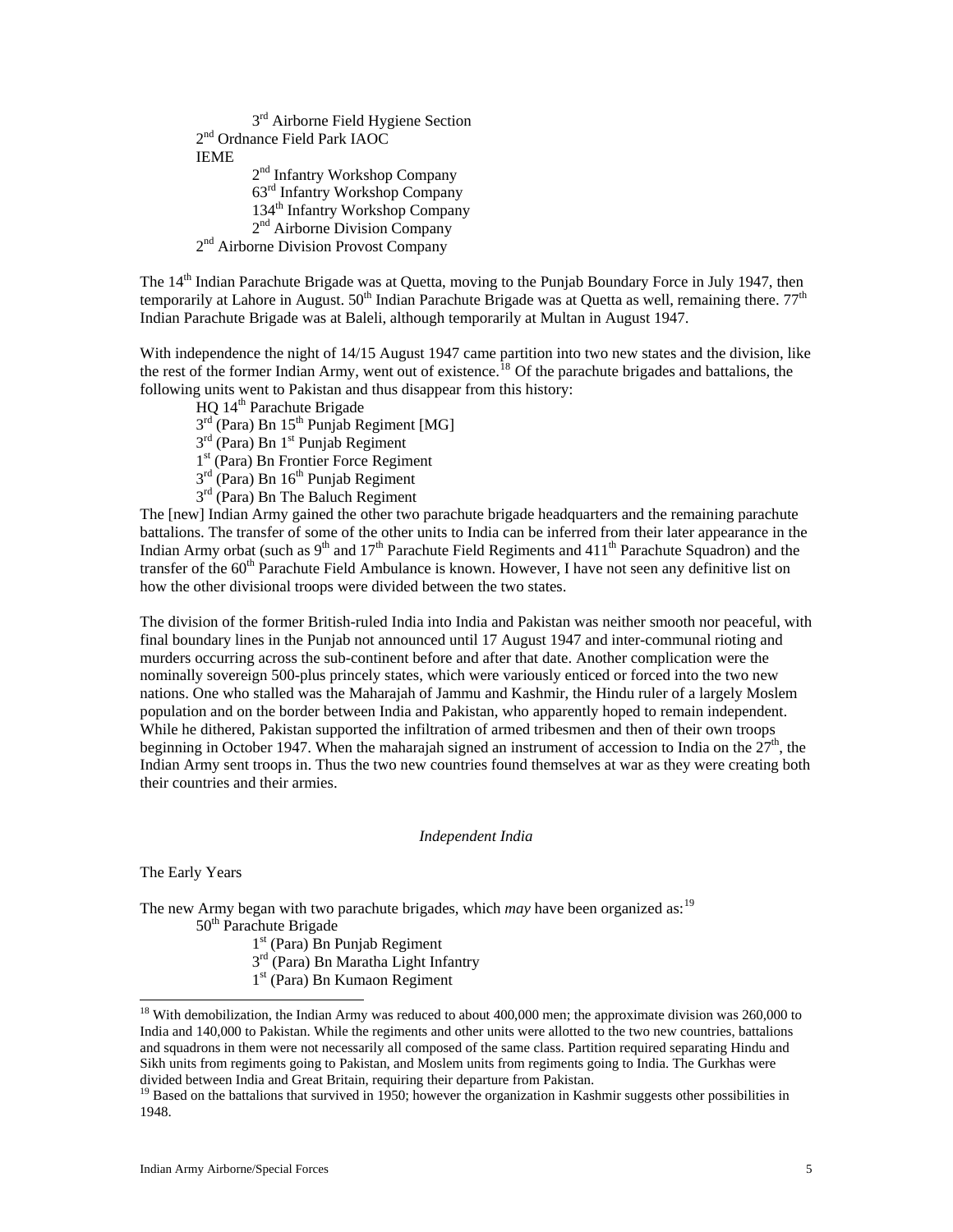- 3rd Airborne Field Hygiene Section
- 2nd Ordnance Field Park IAOC
- IEME
  - 2nd Infantry Workshop Company
  - 63rd Infantry Workshop Company
  - 134th Infantry Workshop Company
  - 2nd Airborne Division Company
- 2nd Airborne Division Provost Company

The 14th Indian Parachute Brigade was at Quetta, moving to the Punjab Boundary Force in July 1947, then temporarily at Lahore in August. 50th Indian Parachute Brigade was at Quetta as well, remaining there. 77th Indian Parachute Brigade was at Baleli, although temporarily at Multan in August 1947.

With independence the night of 14/15 August 1947 came partition into two new states and the division, like the rest of the former Indian Army, went out of existence.[18] Of the parachute brigades and battalions, the following units went to Pakistan and thus disappear from this history:

- HQ 14th Parachute Brigade
- 3rd (Para) Bn 15th Punjab Regiment [MG]
- 3rd (Para) Bn 1st Punjab Regiment
- 1st (Para) Bn Frontier Force Regiment
- 3rd (Para) Bn 16th Punjab Regiment
- 3rd (Para) Bn The Baluch Regiment

The [new] Indian Army gained the other two parachute brigade headquarters and the remaining parachute battalions. The transfer of some of the other units to India can be inferred from their later appearance in the Indian Army orbat (such as 9th and 17th Parachute Field Regiments and 411th Parachute Squadron) and the transfer of the 60th Parachute Field Ambulance is known. However, I have not seen any definitive list on how the other divisional troops were divided between the two states.

The division of the former British-ruled India into India and Pakistan was neither smooth nor peaceful, with final boundary lines in the Punjab not announced until 17 August 1947 and inter-communal rioting and murders occurring across the sub-continent before and after that date. Another complication were the nominally sovereign 500-plus princely states, which were variously enticed or forced into the two new nations. One who stalled was the Maharajah of Jammu and Kashmir, the Hindu ruler of a largely Moslem population and on the border between India and Pakistan, who apparently hoped to remain independent. While he dithered, Pakistan supported the infiltration of armed tribesmen and then of their own troops beginning in October 1947. When the maharajah signed an instrument of accession to India on the 27th, the Indian Army sent troops in. Thus the two new countries found themselves at war as they were creating both their countries and their armies.

## *Independent India*

### The Early Years

The new Army began with two parachute brigades, which *may* have been organized as:[19]

- 50th Parachute Brigade
  - 1st (Para) Bn Punjab Regiment
  - 3rd (Para) Bn Maratha Light Infantry
  - 1st (Para) Bn Kumaon Regiment

---

[18] With demobilization, the Indian Army was reduced to about 400,000 men; the approximate division was 260,000 to India and 140,000 to Pakistan. While the regiments and other units were allotted to the two new countries, battalions and squadrons in them were not necessarily all composed of the same class. Partition required separating Hindu and Sikh units from regiments going to Pakistan, and Moslem units from regiments going to India. The Gurkhas were divided between India and Great Britain, requiring their departure from Pakistan.

[19] Based on the battalions that survived in 1950; however the organization in Kashmir suggests other possibilities in 1948.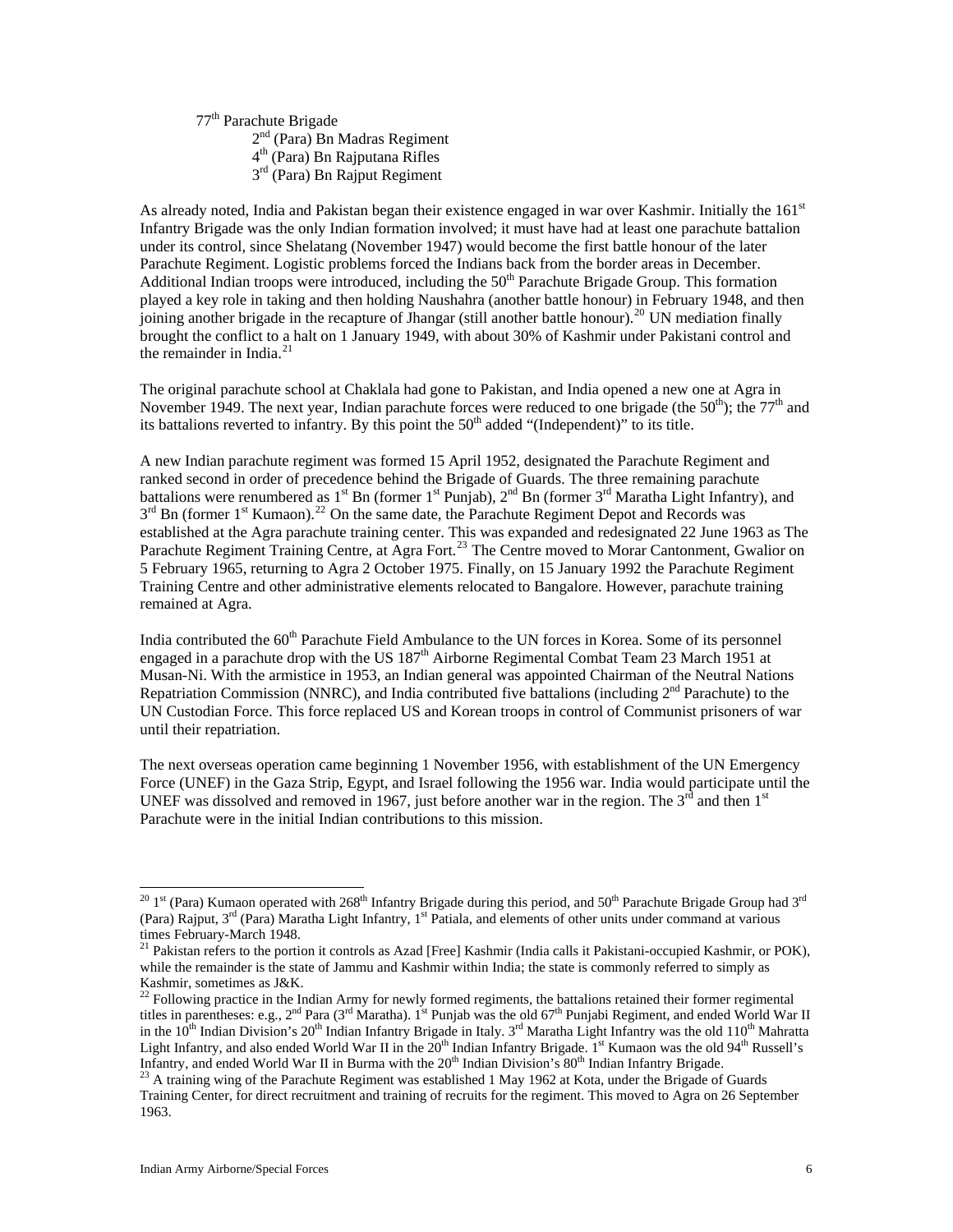77th Parachute Brigade

- 2nd (Para) Bn Madras Regiment
- 4th (Para) Bn Rajputana Rifles
- 3rd (Para) Bn Rajput Regiment

As already noted, India and Pakistan began their existence engaged in war over Kashmir. Initially the 161st Infantry Brigade was the only Indian formation involved; it must have had at least one parachute battalion under its control, since Shelatang (November 1947) would become the first battle honour of the later Parachute Regiment. Logistic problems forced the Indians back from the border areas in December. Additional Indian troops were introduced, including the 50th Parachute Brigade Group. This formation played a key role in taking and then holding Naushahra (another battle honour) in February 1948, and then joining another brigade in the recapture of Jhangar (still another battle honour).[20] UN mediation finally brought the conflict to a halt on 1 January 1949, with about 30% of Kashmir under Pakistani control and the remainder in India.[21]

The original parachute school at Chaklala had gone to Pakistan, and India opened a new one at Agra in November 1949. The next year, Indian parachute forces were reduced to one brigade (the 50th); the 77th and its battalions reverted to infantry. By this point the 50th added "(Independent)" to its title.

A new Indian parachute regiment was formed 15 April 1952, designated the Parachute Regiment and ranked second in order of precedence behind the Brigade of Guards. The three remaining parachute battalions were renumbered as 1st Bn (former 1st Punjab), 2nd Bn (former 3rd Maratha Light Infantry), and 3rd Bn (former 1st Kumaon).[22] On the same date, the Parachute Regiment Depot and Records was established at the Agra parachute training center. This was expanded and redesignated 22 June 1963 as The Parachute Regiment Training Centre, at Agra Fort.[23] The Centre moved to Morar Cantonment, Gwalior on 5 February 1965, returning to Agra 2 October 1975. Finally, on 15 January 1992 the Parachute Regiment Training Centre and other administrative elements relocated to Bangalore. However, parachute training remained at Agra.

India contributed the 60th Parachute Field Ambulance to the UN forces in Korea. Some of its personnel engaged in a parachute drop with the US 187th Airborne Regimental Combat Team 23 March 1951 at Musan-Ni. With the armistice in 1953, an Indian general was appointed Chairman of the Neutral Nations Repatriation Commission (NNRC), and India contributed five battalions (including 2nd Parachute) to the UN Custodian Force. This force replaced US and Korean troops in control of Communist prisoners of war until their repatriation.

The next overseas operation came beginning 1 November 1956, with establishment of the UN Emergency Force (UNEF) in the Gaza Strip, Egypt, and Israel following the 1956 war. India would participate until the UNEF was dissolved and removed in 1967, just before another war in the region. The 3rd and then 1st Parachute were in the initial Indian contributions to this mission.

---

[20] 1st (Para) Kumaon operated with 268th Infantry Brigade during this period, and 50th Parachute Brigade Group had 3rd (Para) Rajput, 3rd (Para) Maratha Light Infantry, 1st Patiala, and elements of other units under command at various times February-March 1948.

[21] Pakistan refers to the portion it controls as Azad [Free] Kashmir (India calls it Pakistani-occupied Kashmir, or POK), while the remainder is the state of Jammu and Kashmir within India; the state is commonly referred to simply as Kashmir, sometimes as J&K.

[22] Following practice in the Indian Army for newly formed regiments, the battalions retained their former regimental titles in parentheses: e.g., 2nd Para (3rd Maratha). 1st Punjab was the old 67th Punjabi Regiment, and ended World War II in the 10th Indian Division's 20th Indian Infantry Brigade in Italy. 3rd Maratha Light Infantry was the old 110th Mahratta Light Infantry, and also ended World War II in the 20th Indian Infantry Brigade. 1st Kumaon was the old 94th Russell's Infantry, and ended World War II in Burma with the 20th Indian Division's 80th Indian Infantry Brigade.

[23] A training wing of the Parachute Regiment was established 1 May 1962 at Kota, under the Brigade of Guards Training Center, for direct recruitment and training of recruits for the regiment. This moved to Agra on 26 September 1963.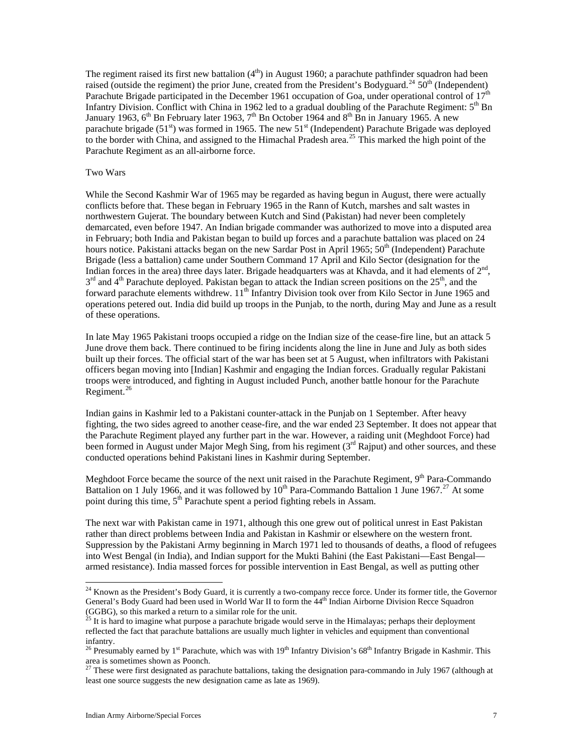The regiment raised its first new battalion (4th) in August 1960; a parachute pathfinder squadron had been raised (outside the regiment) the prior June, created from the President's Bodyguard.[24] 50th (Independent) Parachute Brigade participated in the December 1961 occupation of Goa, under operational control of 17th Infantry Division. Conflict with China in 1962 led to a gradual doubling of the Parachute Regiment: 5th Bn January 1963, 6th Bn February later 1963, 7th Bn October 1964 and 8th Bn in January 1965. A new parachute brigade (51st) was formed in 1965. The new 51st (Independent) Parachute Brigade was deployed to the border with China, and assigned to the Himachal Pradesh area.[25] This marked the high point of the Parachute Regiment as an all-airborne force.

## Two Wars

While the Second Kashmir War of 1965 may be regarded as having begun in August, there were actually conflicts before that. These began in February 1965 in the Rann of Kutch, marshes and salt wastes in northwestern Gujerat. The boundary between Kutch and Sind (Pakistan) had never been completely demarcated, even before 1947. An Indian brigade commander was authorized to move into a disputed area in February; both India and Pakistan began to build up forces and a parachute battalion was placed on 24 hours notice. Pakistani attacks began on the new Sardar Post in April 1965; 50th (Independent) Parachute Brigade (less a battalion) came under Southern Command 17 April and Kilo Sector (designation for the Indian forces in the area) three days later. Brigade headquarters was at Khavda, and it had elements of 2nd, 3rd and 4th Parachute deployed. Pakistan began to attack the Indian screen positions on the 25th, and the forward parachute elements withdrew. 11th Infantry Division took over from Kilo Sector in June 1965 and operations petered out. India did build up troops in the Punjab, to the north, during May and June as a result of these operations.

In late May 1965 Pakistani troops occupied a ridge on the Indian size of the cease-fire line, but an attack 5 June drove them back. There continued to be firing incidents along the line in June and July as both sides built up their forces. The official start of the war has been set at 5 August, when infiltrators with Pakistani officers began moving into [Indian] Kashmir and engaging the Indian forces. Gradually regular Pakistani troops were introduced, and fighting in August included Punch, another battle honour for the Parachute Regiment.[26]

Indian gains in Kashmir led to a Pakistani counter-attack in the Punjab on 1 September. After heavy fighting, the two sides agreed to another cease-fire, and the war ended 23 September. It does not appear that the Parachute Regiment played any further part in the war. However, a raiding unit (Meghdoot Force) had been formed in August under Major Megh Sing, from his regiment (3rd Rajput) and other sources, and these conducted operations behind Pakistani lines in Kashmir during September.

Meghdoot Force became the source of the next unit raised in the Parachute Regiment, 9th Para-Commando Battalion on 1 July 1966, and it was followed by 10th Para-Commando Battalion 1 June 1967.[27] At some point during this time, 5th Parachute spent a period fighting rebels in Assam.

The next war with Pakistan came in 1971, although this one grew out of political unrest in East Pakistan rather than direct problems between India and Pakistan in Kashmir or elsewhere on the western front. Suppression by the Pakistani Army beginning in March 1971 led to thousands of deaths, a flood of refugees into West Bengal (in India), and Indian support for the Mukti Bahini (the East Pakistani—East Bengal—armed resistance). India massed forces for possible intervention in East Bengal, as well as putting other

---

[24] Known as the President's Body Guard, it is currently a two-company recce force. Under its former title, the Governor General's Body Guard had been used in World War II to form the 44th Indian Airborne Division Recce Squadron (GGBG), so this marked a return to a similar role for the unit.

[25] It is hard to imagine what purpose a parachute brigade would serve in the Himalayas; perhaps their deployment reflected the fact that parachute battalions are usually much lighter in vehicles and equipment than conventional infantry.

[26] Presumably earned by 1st Parachute, which was with 19th Infantry Division's 68th Infantry Brigade in Kashmir. This area is sometimes shown as Poonch.

[27] These were first designated as parachute battalions, taking the designation para-commando in July 1967 (although at least one source suggests the new designation came as late as 1969).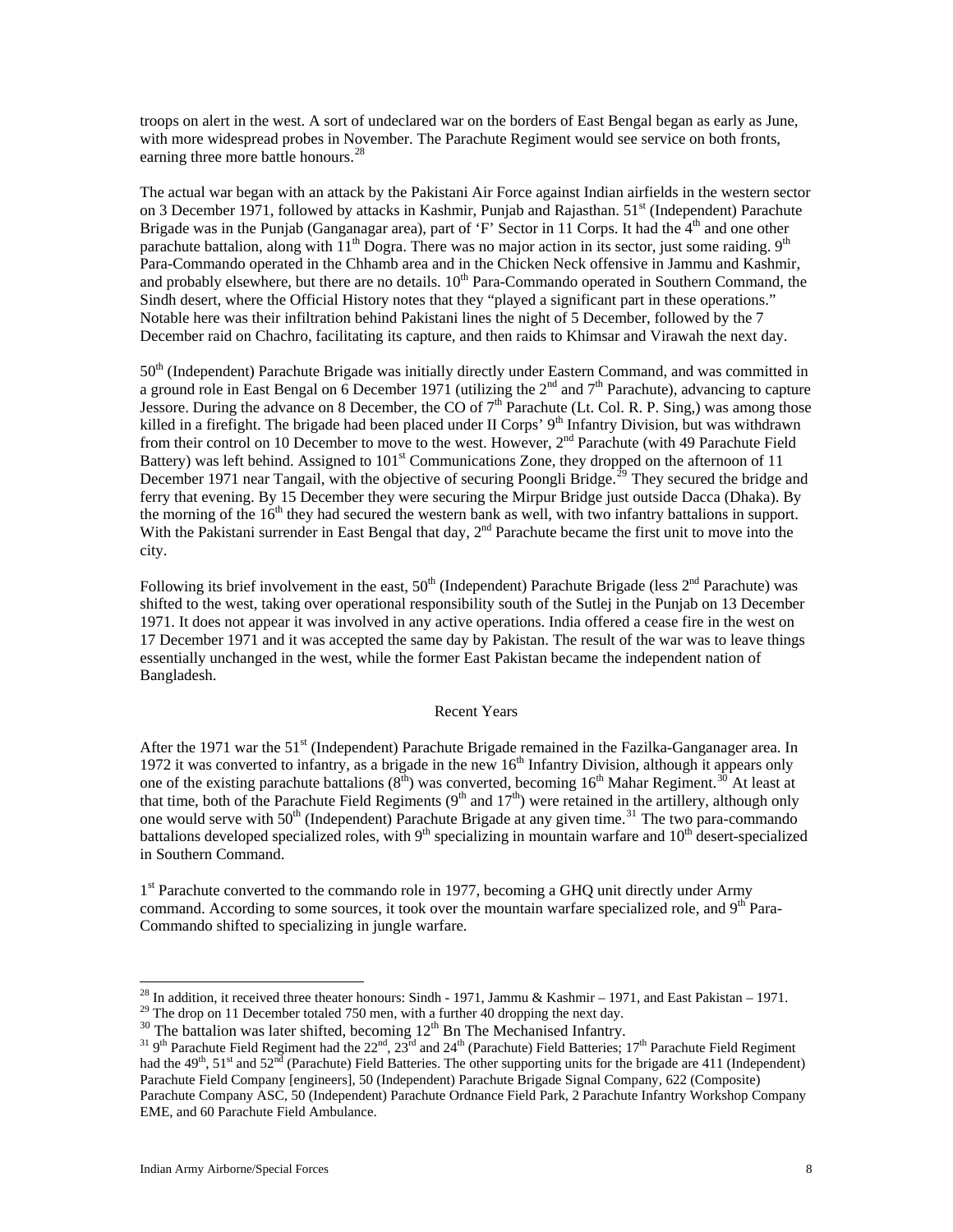troops on alert in the west. A sort of undeclared war on the borders of East Bengal began as early as June, with more widespread probes in November. The Parachute Regiment would see service on both fronts, earning three more battle honours.[28]

The actual war began with an attack by the Pakistani Air Force against Indian airfields in the western sector on 3 December 1971, followed by attacks in Kashmir, Punjab and Rajasthan. 51st (Independent) Parachute Brigade was in the Punjab (Ganganagar area), part of 'F' Sector in 11 Corps. It had the 4th and one other parachute battalion, along with 11th Dogra. There was no major action in its sector, just some raiding. 9th Para-Commando operated in the Chhamb area and in the Chicken Neck offensive in Jammu and Kashmir, and probably elsewhere, but there are no details. 10th Para-Commando operated in Southern Command, the Sindh desert, where the Official History notes that they "played a significant part in these operations." Notable here was their infiltration behind Pakistani lines the night of 5 December, followed by the 7 December raid on Chachro, facilitating its capture, and then raids to Khimsar and Virawah the next day.

50th (Independent) Parachute Brigade was initially directly under Eastern Command, and was committed in a ground role in East Bengal on 6 December 1971 (utilizing the 2nd and 7th Parachute), advancing to capture Jessore. During the advance on 8 December, the CO of 7th Parachute (Lt. Col. R. P. Sing,) was among those killed in a firefight. The brigade had been placed under II Corps' 9th Infantry Division, but was withdrawn from their control on 10 December to move to the west. However, 2nd Parachute (with 49 Parachute Field Battery) was left behind. Assigned to 101st Communications Zone, they dropped on the afternoon of 11 December 1971 near Tangail, with the objective of securing Poongli Bridge.[29] They secured the bridge and ferry that evening. By 15 December they were securing the Mirpur Bridge just outside Dacca (Dhaka). By the morning of the 16th they had secured the western bank as well, with two infantry battalions in support. With the Pakistani surrender in East Bengal that day, 2nd Parachute became the first unit to move into the city.

Following its brief involvement in the east, 50th (Independent) Parachute Brigade (less 2nd Parachute) was shifted to the west, taking over operational responsibility south of the Sutlej in the Punjab on 13 December 1971. It does not appear it was involved in any active operations. India offered a cease fire in the west on 17 December 1971 and it was accepted the same day by Pakistan. The result of the war was to leave things essentially unchanged in the west, while the former East Pakistan became the independent nation of Bangladesh.

## Recent Years

After the 1971 war the 51st (Independent) Parachute Brigade remained in the Fazilka-Ganganager area. In 1972 it was converted to infantry, as a brigade in the new 16th Infantry Division, although it appears only one of the existing parachute battalions (8th) was converted, becoming 16th Mahar Regiment.[30] At least at that time, both of the Parachute Field Regiments (9th and 17th) were retained in the artillery, although only one would serve with 50th (Independent) Parachute Brigade at any given time.[31] The two para-commando battalions developed specialized roles, with 9th specializing in mountain warfare and 10th desert-specialized in Southern Command.

1st Parachute converted to the commando role in 1977, becoming a GHQ unit directly under Army command. According to some sources, it took over the mountain warfare specialized role, and 9th Para-Commando shifted to specializing in jungle warfare.

---

[28] In addition, it received three theater honours: Sindh - 1971, Jammu & Kashmir – 1971, and East Pakistan – 1971.

[29] The drop on 11 December totaled 750 men, with a further 40 dropping the next day.

[30] The battalion was later shifted, becoming 12th Bn The Mechanised Infantry.

[31] 9th Parachute Field Regiment had the 22nd, 23rd and 24th (Parachute) Field Batteries; 17th Parachute Field Regiment had the 49th, 51st and 52nd (Parachute) Field Batteries. The other supporting units for the brigade are 411 (Independent) Parachute Field Company [engineers], 50 (Independent) Parachute Brigade Signal Company, 622 (Composite) Parachute Company ASC, 50 (Independent) Parachute Ordnance Field Park, 2 Parachute Infantry Workshop Company EME, and 60 Parachute Field Ambulance.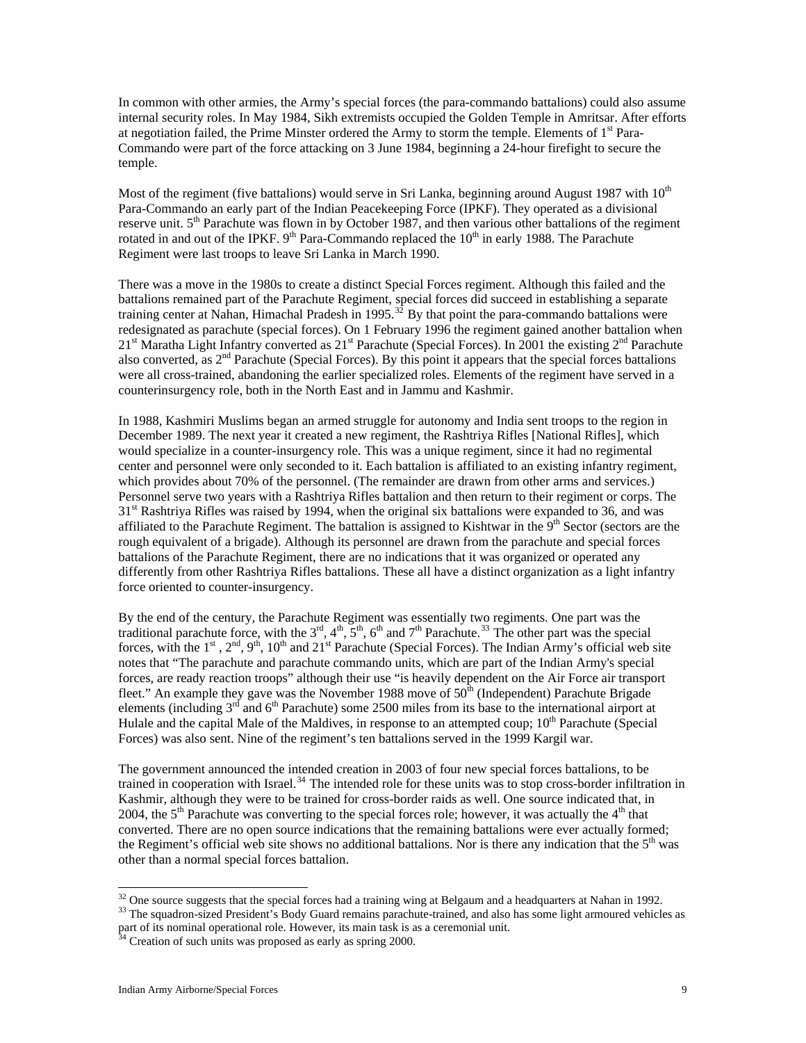In common with other armies, the Army's special forces (the para-commando battalions) could also assume internal security roles. In May 1984, Sikh extremists occupied the Golden Temple in Amritsar. After efforts at negotiation failed, the Prime Minster ordered the Army to storm the temple. Elements of 1st Para-Commando were part of the force attacking on 3 June 1984, beginning a 24-hour firefight to secure the temple.

Most of the regiment (five battalions) would serve in Sri Lanka, beginning around August 1987 with 10th Para-Commando an early part of the Indian Peacekeeping Force (IPKF). They operated as a divisional reserve unit. 5th Parachute was flown in by October 1987, and then various other battalions of the regiment rotated in and out of the IPKF. 9th Para-Commando replaced the 10th in early 1988. The Parachute Regiment were last troops to leave Sri Lanka in March 1990.

There was a move in the 1980s to create a distinct Special Forces regiment. Although this failed and the battalions remained part of the Parachute Regiment, special forces did succeed in establishing a separate training center at Nahan, Himachal Pradesh in 1995.[32] By that point the para-commando battalions were redesignated as parachute (special forces). On 1 February 1996 the regiment gained another battalion when 21st Maratha Light Infantry converted as 21st Parachute (Special Forces). In 2001 the existing 2nd Parachute also converted, as 2nd Parachute (Special Forces). By this point it appears that the special forces battalions were all cross-trained, abandoning the earlier specialized roles. Elements of the regiment have served in a counterinsurgency role, both in the North East and in Jammu and Kashmir.

In 1988, Kashmiri Muslims began an armed struggle for autonomy and India sent troops to the region in December 1989. The next year it created a new regiment, the Rashtriya Rifles [National Rifles], which would specialize in a counter-insurgency role. This was a unique regiment, since it had no regimental center and personnel were only seconded to it. Each battalion is affiliated to an existing infantry regiment, which provides about 70% of the personnel. (The remainder are drawn from other arms and services.) Personnel serve two years with a Rashtriya Rifles battalion and then return to their regiment or corps. The 31st Rashtriya Rifles was raised by 1994, when the original six battalions were expanded to 36, and was affiliated to the Parachute Regiment. The battalion is assigned to Kishtwar in the 9th Sector (sectors are the rough equivalent of a brigade). Although its personnel are drawn from the parachute and special forces battalions of the Parachute Regiment, there are no indications that it was organized or operated any differently from other Rashtriya Rifles battalions. These all have a distinct organization as a light infantry force oriented to counter-insurgency.

By the end of the century, the Parachute Regiment was essentially two regiments. One part was the traditional parachute force, with the 3rd, 4th, 5th, 6th and 7th Parachute.[33] The other part was the special forces, with the 1st, 2nd, 9th, 10th and 21st Parachute (Special Forces). The Indian Army's official web site notes that "The parachute and parachute commando units, which are part of the Indian Army's special forces, are ready reaction troops" although their use "is heavily dependent on the Air Force air transport fleet." An example they gave was the November 1988 move of 50th (Independent) Parachute Brigade elements (including 3rd and 6th Parachute) some 2500 miles from its base to the international airport at Hulale and the capital Male of the Maldives, in response to an attempted coup; 10th Parachute (Special Forces) was also sent. Nine of the regiment's ten battalions served in the 1999 Kargil war.

The government announced the intended creation in 2003 of four new special forces battalions, to be trained in cooperation with Israel.[34] The intended role for these units was to stop cross-border infiltration in Kashmir, although they were to be trained for cross-border raids as well. One source indicated that, in 2004, the 5th Parachute was converting to the special forces role; however, it was actually the 4th that converted. There are no open source indications that the remaining battalions were ever actually formed; the Regiment's official web site shows no additional battalions. Nor is there any indication that the 5th was other than a normal special forces battalion.

---

[32] One source suggests that the special forces had a training wing at Belgaum and a headquarters at Nahan in 1992.

[33] The squadron-sized President's Body Guard remains parachute-trained, and also has some light armoured vehicles as part of its nominal operational role. However, its main task is as a ceremonial unit.

[34] Creation of such units was proposed as early as spring 2000.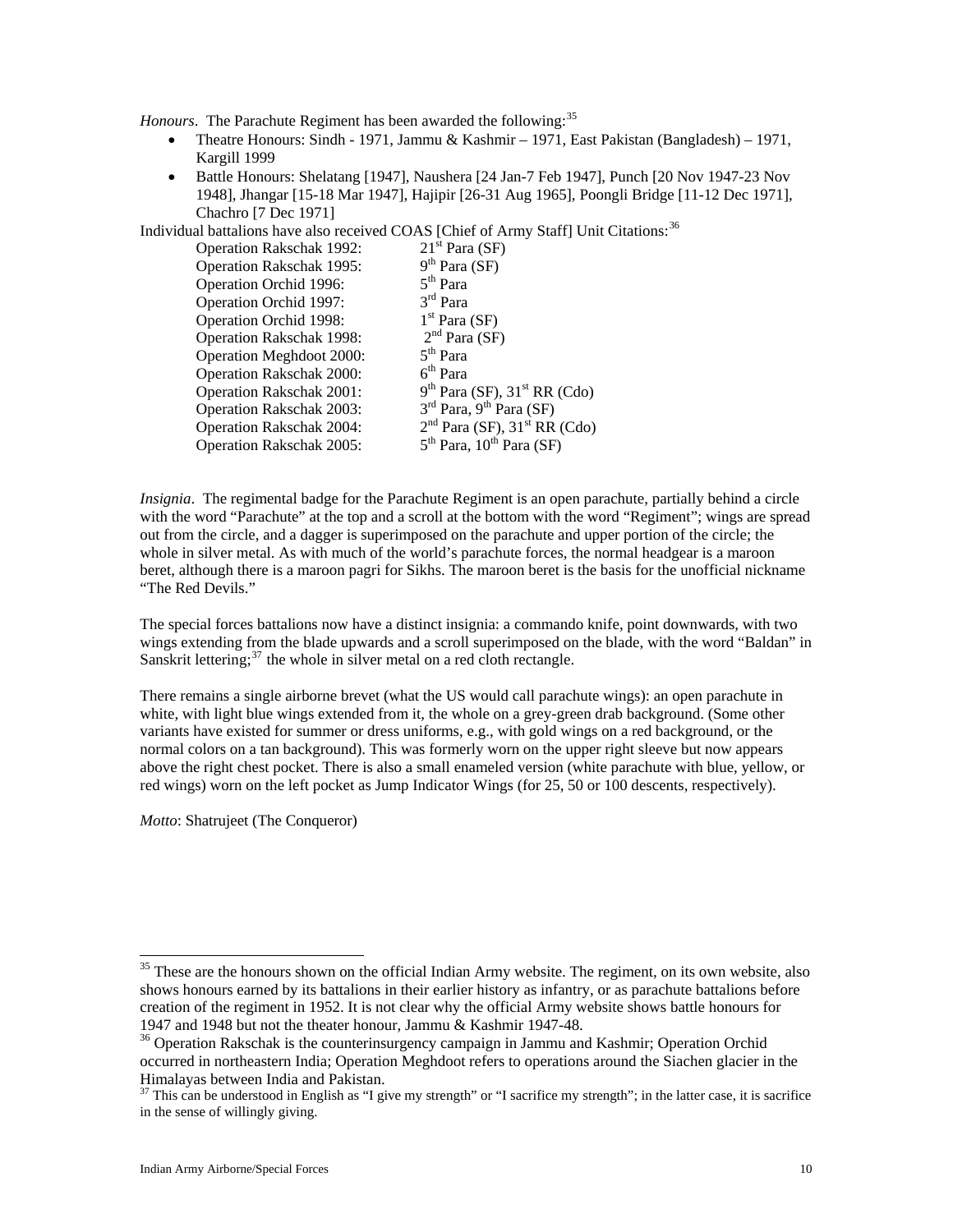*Honours*. The Parachute Regiment has been awarded the following:[35]

- Theatre Honours: Sindh - 1971, Jammu & Kashmir – 1971, East Pakistan (Bangladesh) – 1971, Kargill 1999
- Battle Honours: Shelatang [1947], Naushera [24 Jan-7 Feb 1947], Punch [20 Nov 1947-23 Nov 1948], Jhangar [15-18 Mar 1947], Hajipir [26-31 Aug 1965], Poongli Bridge [11-12 Dec 1971], Chachro [7 Dec 1971]

Individual battalions have also received COAS [Chief of Army Staff] Unit Citations:[36]

| | |
|---|---|
| Operation Rakschak 1992: | 21st Para (SF) |
| Operation Rakschak 1995: | 9th Para (SF) |
| Operation Orchid 1996: | 5th Para |
| Operation Orchid 1997: | 3rd Para |
| Operation Orchid 1998: | 1st Para (SF) |
| Operation Rakschak 1998: | 2nd Para (SF) |
| Operation Meghdoot 2000: | 5th Para |
| Operation Rakschak 2000: | 6th Para |
| Operation Rakschak 2001: | 9th Para (SF), 31st RR (Cdo) |
| Operation Rakschak 2003: | 3rd Para, 9th Para (SF) |
| Operation Rakschak 2004: | 2nd Para (SF), 31st RR (Cdo) |
| Operation Rakschak 2005: | 5th Para, 10th Para (SF) |

*Insignia*. The regimental badge for the Parachute Regiment is an open parachute, partially behind a circle with the word "Parachute" at the top and a scroll at the bottom with the word "Regiment"; wings are spread out from the circle, and a dagger is superimposed on the parachute and upper portion of the circle; the whole in silver metal. As with much of the world's parachute forces, the normal headgear is a maroon beret, although there is a maroon pagri for Sikhs. The maroon beret is the basis for the unofficial nickname "The Red Devils."

The special forces battalions now have a distinct insignia: a commando knife, point downwards, with two wings extending from the blade upwards and a scroll superimposed on the blade, with the word "Baldan" in Sanskrit lettering;[37] the whole in silver metal on a red cloth rectangle.

There remains a single airborne brevet (what the US would call parachute wings): an open parachute in white, with light blue wings extended from it, the whole on a grey-green drab background. (Some other variants have existed for summer or dress uniforms, e.g., with gold wings on a red background, or the normal colors on a tan background). This was formerly worn on the upper right sleeve but now appears above the right chest pocket. There is also a small enameled version (white parachute with blue, yellow, or red wings) worn on the left pocket as Jump Indicator Wings (for 25, 50 or 100 descents, respectively).

*Motto*: Shatrujeet (The Conqueror)

---

[35] These are the honours shown on the official Indian Army website. The regiment, on its own website, also shows honours earned by its battalions in their earlier history as infantry, or as parachute battalions before creation of the regiment in 1952. It is not clear why the official Army website shows battle honours for 1947 and 1948 but not the theater honour, Jammu & Kashmir 1947-48.

[36] Operation Rakschak is the counterinsurgency campaign in Jammu and Kashmir; Operation Orchid occurred in northeastern India; Operation Meghdoot refers to operations around the Siachen glacier in the Himalayas between India and Pakistan.

[37] This can be understood in English as "I give my strength" or "I sacrifice my strength"; in the latter case, it is sacrifice in the sense of willingly giving.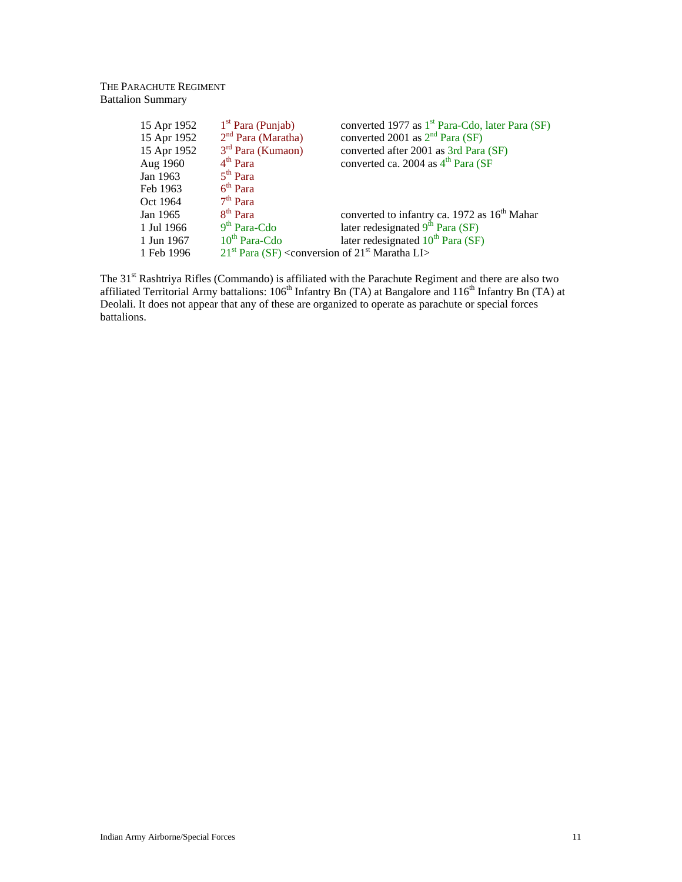THE PARACHUTE REGIMENT
Battalion Summary

| | | |
|---|---|---|
| 15 Apr 1952 | 1st Para (Punjab) | converted 1977 as 1st Para-Cdo, later Para (SF) |
| 15 Apr 1952 | 2nd Para (Maratha) | converted 2001 as 2nd Para (SF) |
| 15 Apr 1952 | 3rd Para (Kumaon) | converted after 2001 as 3rd Para (SF) |
| Aug 1960 | 4th Para | converted ca. 2004 as 4th Para (SF |
| Jan 1963 | 5th Para | |
| Feb 1963 | 6th Para | |
| Oct 1964 | 7th Para | |
| Jan 1965 | 8th Para | converted to infantry ca. 1972 as 16th Mahar |
| 1 Jul 1966 | 9th Para-Cdo | later redesignated 9th Para (SF) |
| 1 Jun 1967 | 10th Para-Cdo | later redesignated 10th Para (SF) |
| 1 Feb 1996 | 21st Para (SF) <conversion of 21st Maratha LI> | |

The 31st Rashtriya Rifles (Commando) is affiliated with the Parachute Regiment and there are also two affiliated Territorial Army battalions: 106th Infantry Bn (TA) at Bangalore and 116th Infantry Bn (TA) at Deolali. It does not appear that any of these are organized to operate as parachute or special forces battalions.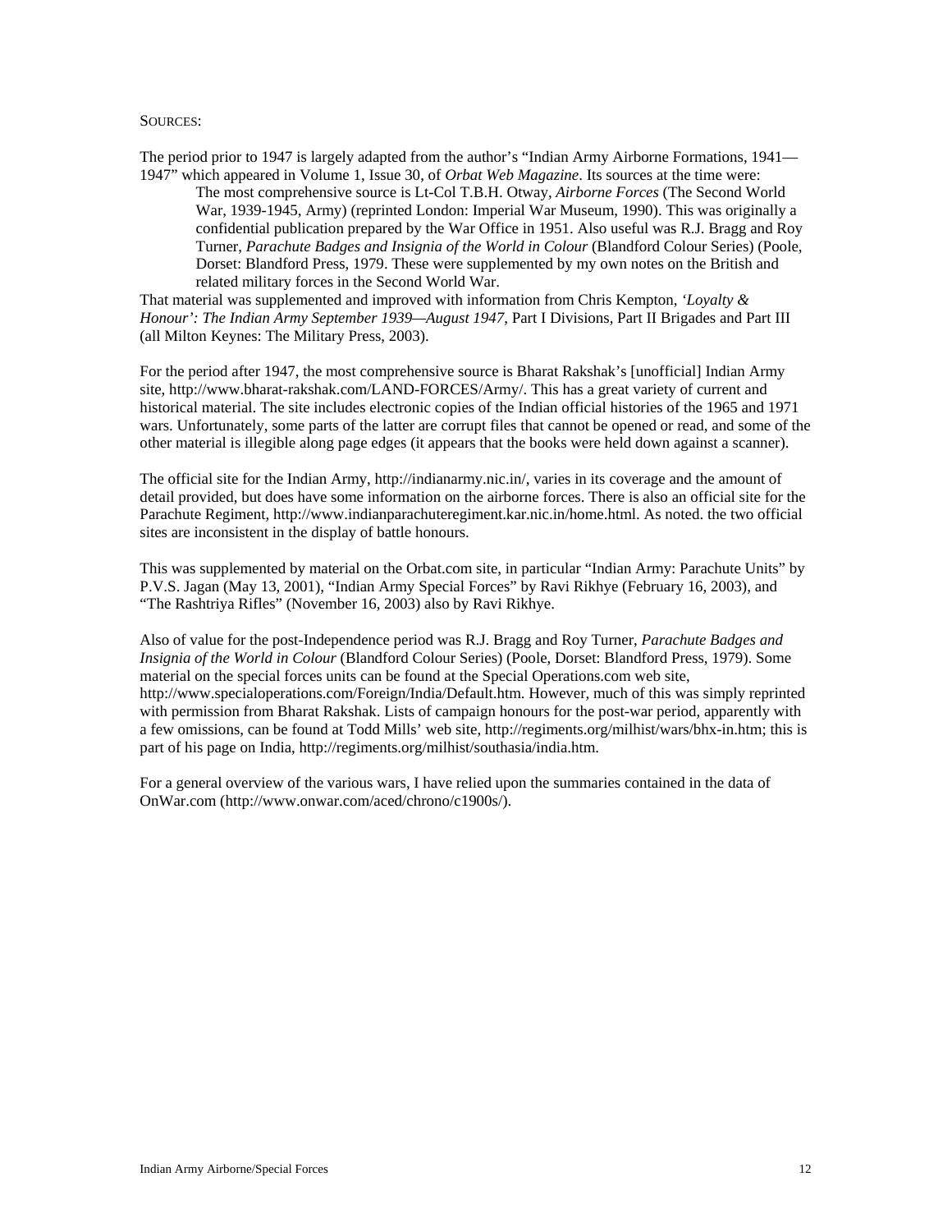SOURCES:

The period prior to 1947 is largely adapted from the author's "Indian Army Airborne Formations, 1941—1947" which appeared in Volume 1, Issue 30, of *Orbat Web Magazine*. Its sources at the time were:

> The most comprehensive source is Lt-Col T.B.H. Otway, *Airborne Forces* (The Second World War, 1939-1945, Army) (reprinted London: Imperial War Museum, 1990). This was originally a confidential publication prepared by the War Office in 1951. Also useful was R.J. Bragg and Roy Turner, *Parachute Badges and Insignia of the World in Colour* (Blandford Colour Series) (Poole, Dorset: Blandford Press, 1979. These were supplemented by my own notes on the British and related military forces in the Second World War.

That material was supplemented and improved with information from Chris Kempton, *'Loyalty & Honour': The Indian Army September 1939—August 1947*, Part I Divisions, Part II Brigades and Part III (all Milton Keynes: The Military Press, 2003).

For the period after 1947, the most comprehensive source is Bharat Rakshak's [unofficial] Indian Army site, http://www.bharat-rakshak.com/LAND-FORCES/Army/. This has a great variety of current and historical material. The site includes electronic copies of the Indian official histories of the 1965 and 1971 wars. Unfortunately, some parts of the latter are corrupt files that cannot be opened or read, and some of the other material is illegible along page edges (it appears that the books were held down against a scanner).

The official site for the Indian Army, http://indianarmy.nic.in/, varies in its coverage and the amount of detail provided, but does have some information on the airborne forces. There is also an official site for the Parachute Regiment, http://www.indianparachuteregiment.kar.nic.in/home.html. As noted. the two official sites are inconsistent in the display of battle honours.

This was supplemented by material on the Orbat.com site, in particular "Indian Army: Parachute Units" by P.V.S. Jagan (May 13, 2001), "Indian Army Special Forces" by Ravi Rikhye (February 16, 2003), and "The Rashtriya Rifles" (November 16, 2003) also by Ravi Rikhye.

Also of value for the post-Independence period was R.J. Bragg and Roy Turner, *Parachute Badges and Insignia of the World in Colour* (Blandford Colour Series) (Poole, Dorset: Blandford Press, 1979). Some material on the special forces units can be found at the Special Operations.com web site, http://www.specialoperations.com/Foreign/India/Default.htm. However, much of this was simply reprinted with permission from Bharat Rakshak. Lists of campaign honours for the post-war period, apparently with a few omissions, can be found at Todd Mills' web site, http://regiments.org/milhist/wars/bhx-in.htm; this is part of his page on India, http://regiments.org/milhist/southasia/india.htm.

For a general overview of the various wars, I have relied upon the summaries contained in the data of OnWar.com (http://www.onwar.com/aced/chrono/c1900s/).